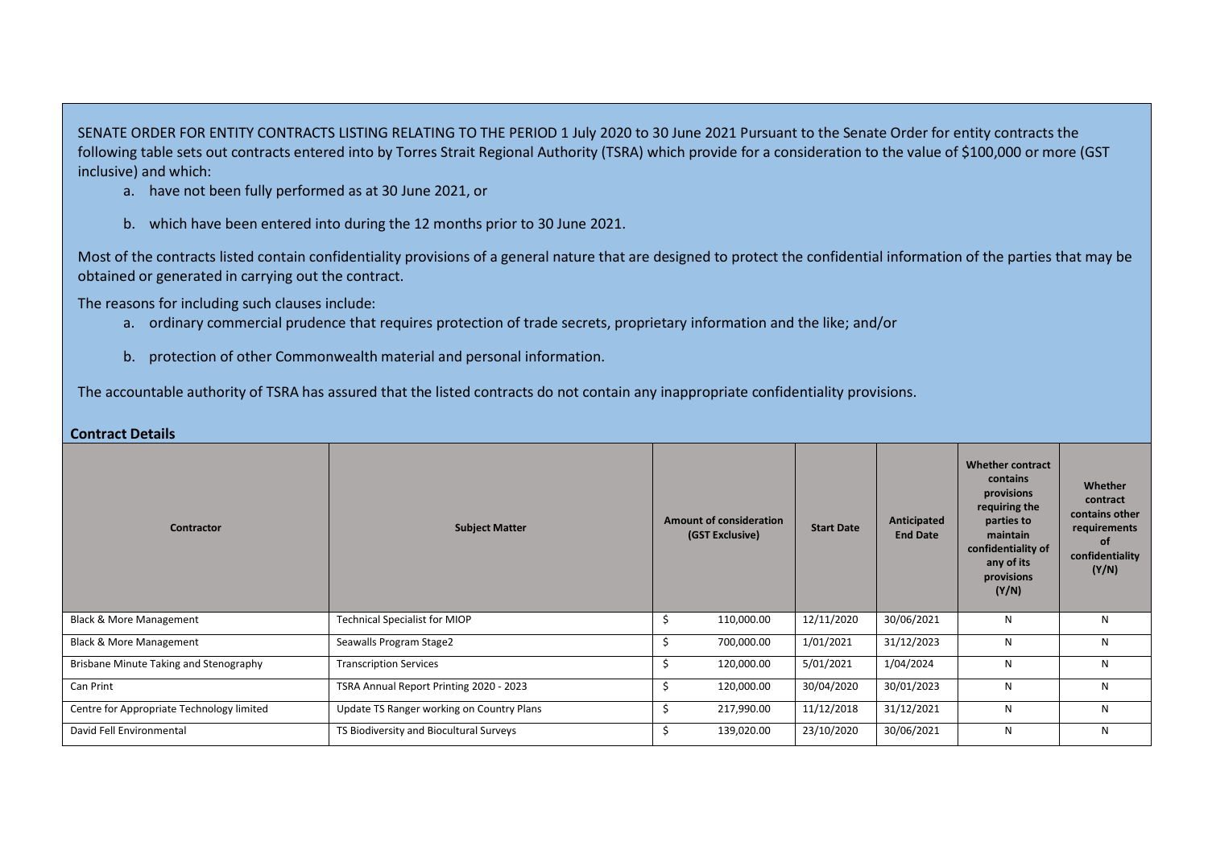SENATE ORDER FOR ENTITY CONTRACTS LISTING RELATING TO THE PERIOD 1 July 2020 to 30 June 2021 Pursuant to the Senate Order for entity contracts the following table sets out contracts entered into by Torres Strait Regional Authority (TSRA) which provide for a consideration to the value of $100,000 or more (GST inclusive) and which:

a. have not been fully performed as at 30 June 2021, or

b. which have been entered into during the 12 months prior to 30 June 2021.

Most of the contracts listed contain confidentiality provisions of a general nature that are designed to protect the confidential information of the parties that may be obtained or generated in carrying out the contract.

The reasons for including such clauses include:

a. ordinary commercial prudence that requires protection of trade secrets, proprietary information and the like; and/or

b. protection of other Commonwealth material and personal information.

The accountable authority of TSRA has assured that the listed contracts do not contain any inappropriate confidentiality provisions.

**Contract Details**

| Contractor | Subject Matter | Amount of consideration (GST Exclusive) | Start Date | Anticipated End Date | Whether contract contains provisions requiring the parties to maintain confidentiality of any of its provisions (Y/N) | Whether contract contains other requirements of confidentiality (Y/N) |
|---|---|---|---|---|---|---|
| Black & More Management | Technical Specialist for MIOP | $ 110,000.00 | 12/11/2020 | 30/06/2021 | N | N |
| Black & More Management | Seawalls Program Stage2 | $ 700,000.00 | 1/01/2021 | 31/12/2023 | N | N |
| Brisbane Minute Taking and Stenography | Transcription Services | $ 120,000.00 | 5/01/2021 | 1/04/2024 | N | N |
| Can Print | TSRA Annual Report Printing 2020 - 2023 | $ 120,000.00 | 30/04/2020 | 30/01/2023 | N | N |
| Centre for Appropriate Technology limited | Update TS Ranger working on Country Plans | $ 217,990.00 | 11/12/2018 | 31/12/2021 | N | N |
| David Fell Environmental | TS Biodiversity and Biocultural Surveys | $ 139,020.00 | 23/10/2020 | 30/06/2021 | N | N |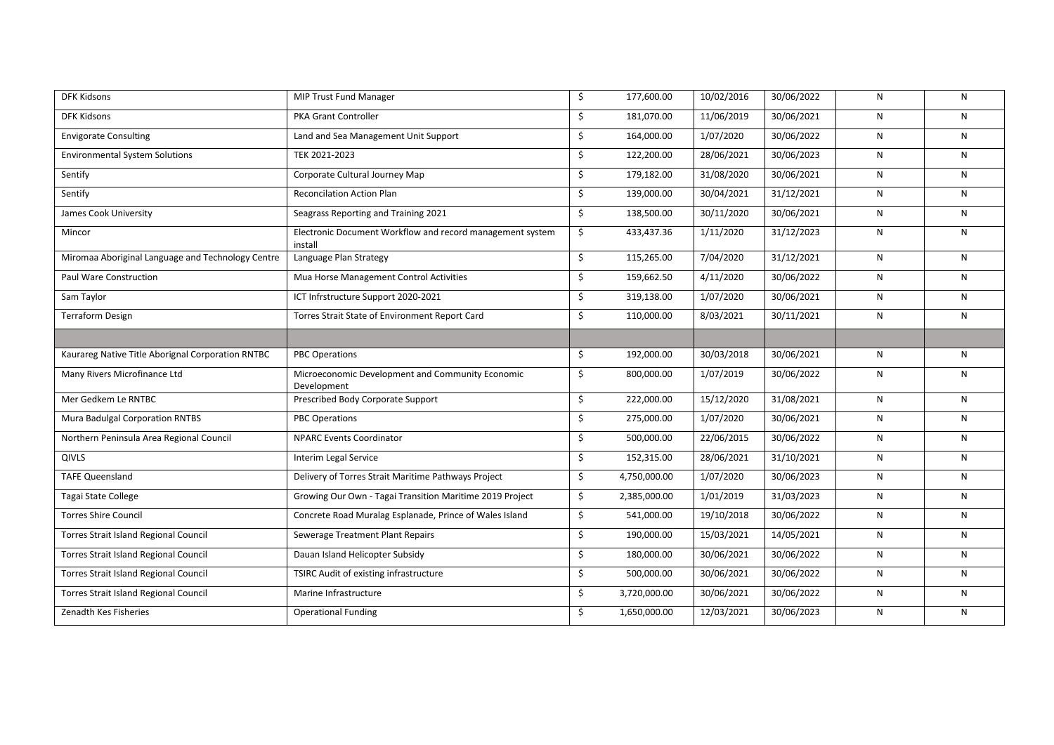| | | | | | | |
|---|---|---|---|---|---|---|
| DFK Kidsons | MIP Trust Fund Manager | $ 177,600.00 | 10/02/2016 | 30/06/2022 | N | N |
| DFK Kidsons | PKA Grant Controller | $ 181,070.00 | 11/06/2019 | 30/06/2021 | N | N |
| Envigorate Consulting | Land and Sea Management Unit Support | $ 164,000.00 | 1/07/2020 | 30/06/2022 | N | N |
| Environmental System Solutions | TEK 2021-2023 | $ 122,200.00 | 28/06/2021 | 30/06/2023 | N | N |
| Sentify | Corporate Cultural Journey Map | $ 179,182.00 | 31/08/2020 | 30/06/2021 | N | N |
| Sentify | Reconcilation Action Plan | $ 139,000.00 | 30/04/2021 | 31/12/2021 | N | N |
| James Cook University | Seagrass Reporting and Training 2021 | $ 138,500.00 | 30/11/2020 | 30/06/2021 | N | N |
| Mincor | Electronic Document Workflow and record management system install | $ 433,437.36 | 1/11/2020 | 31/12/2023 | N | N |
| Miromaa Aboriginal Language and Technology Centre | Language Plan Strategy | $ 115,265.00 | 7/04/2020 | 31/12/2021 | N | N |
| Paul Ware Construction | Mua Horse Management Control Activities | $ 159,662.50 | 4/11/2020 | 30/06/2022 | N | N |
| Sam Taylor | ICT Infrstructure Support 2020-2021 | $ 319,138.00 | 1/07/2020 | 30/06/2021 | N | N |
| Terraform Design | Torres Strait State of Environment Report Card | $ 110,000.00 | 8/03/2021 | 30/11/2021 | N | N |
| | | | | | | |
| Kaurareg Native Title Aborignal Corporation RNTBC | PBC Operations | $ 192,000.00 | 30/03/2018 | 30/06/2021 | N | N |
| Many Rivers Microfinance Ltd | Microeconomic Development and Community Economic Development | $ 800,000.00 | 1/07/2019 | 30/06/2022 | N | N |
| Mer Gedkem Le RNTBC | Prescribed Body Corporate Support | $ 222,000.00 | 15/12/2020 | 31/08/2021 | N | N |
| Mura Badulgal Corporation RNTBS | PBC Operations | $ 275,000.00 | 1/07/2020 | 30/06/2021 | N | N |
| Northern Peninsula Area Regional Council | NPARC Events Coordinator | $ 500,000.00 | 22/06/2015 | 30/06/2022 | N | N |
| QIVLS | Interim Legal Service | $ 152,315.00 | 28/06/2021 | 31/10/2021 | N | N |
| TAFE Queensland | Delivery of Torres Strait Maritime Pathways Project | $ 4,750,000.00 | 1/07/2020 | 30/06/2023 | N | N |
| Tagai State College | Growing Our Own - Tagai Transition Maritime 2019 Project | $ 2,385,000.00 | 1/01/2019 | 31/03/2023 | N | N |
| Torres Shire Council | Concrete Road Muralag Esplanade, Prince of Wales Island | $ 541,000.00 | 19/10/2018 | 30/06/2022 | N | N |
| Torres Strait Island Regional Council | Sewerage Treatment Plant Repairs | $ 190,000.00 | 15/03/2021 | 14/05/2021 | N | N |
| Torres Strait Island Regional Council | Dauan Island Helicopter Subsidy | $ 180,000.00 | 30/06/2021 | 30/06/2022 | N | N |
| Torres Strait Island Regional Council | TSIRC Audit of existing infrastructure | $ 500,000.00 | 30/06/2021 | 30/06/2022 | N | N |
| Torres Strait Island Regional Council | Marine Infrastructure | $ 3,720,000.00 | 30/06/2021 | 30/06/2022 | N | N |
| Zenadth Kes Fisheries | Operational Funding | $ 1,650,000.00 | 12/03/2021 | 30/06/2023 | N | N |